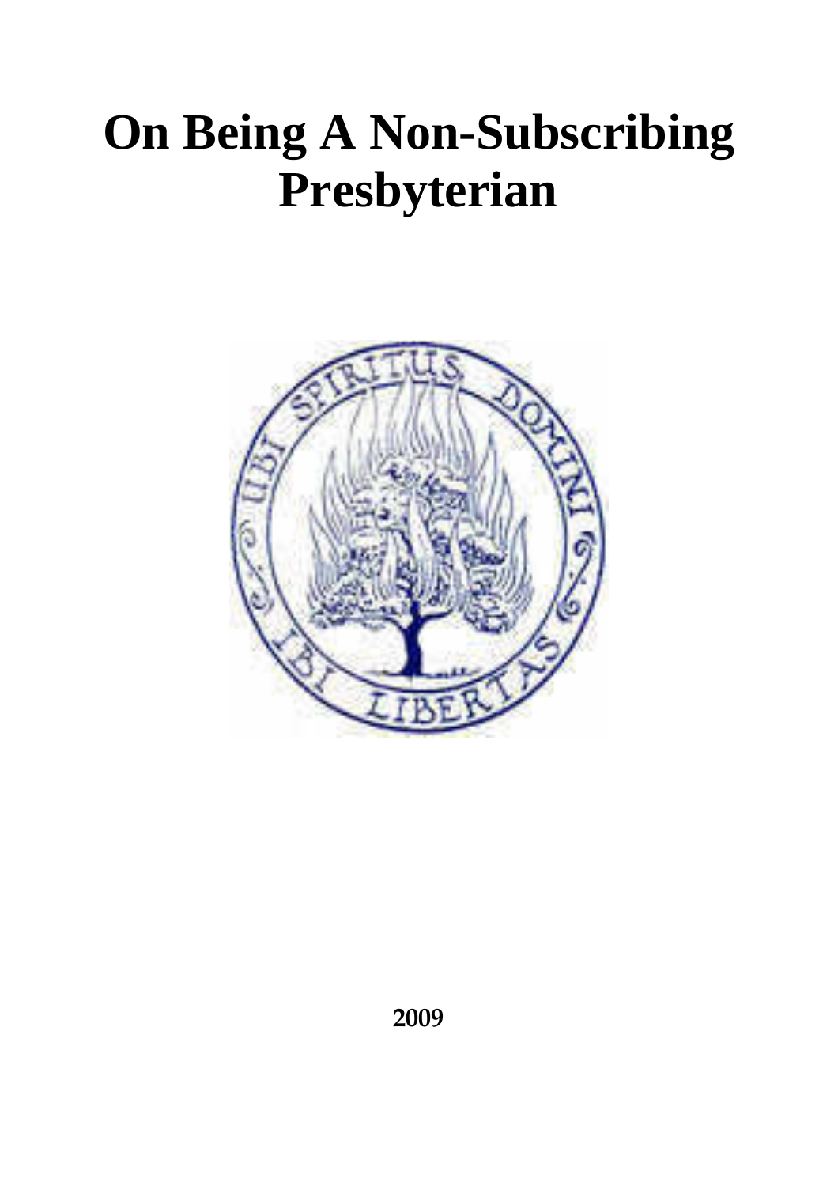# On Being A Non-Subscribing Presbyterian

2009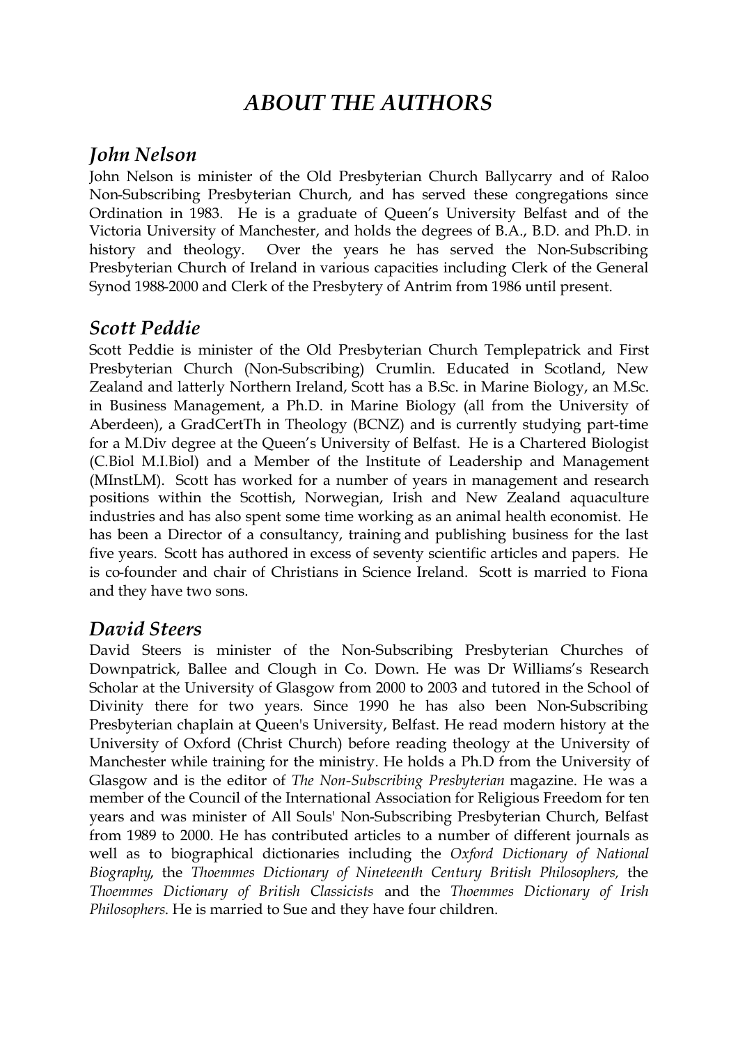# *ABOUT THE AUTHORS*

## *John Nelson*

John Nelson is minister of the Old Presbyterian Church Ballycarry and of Raloo Non-Subscribing Presbyterian Church, and has served these congregations since Ordination in 1983. He is a graduate of Queen's University Belfast and of the Victoria University of Manchester, and holds the degrees of B.A., B.D. and Ph.D. in history and theology. Over the years he has served the Non-Subscribing Presbyterian Church of Ireland in various capacities including Clerk of the General Synod 1988-2000 and Clerk of the Presbytery of Antrim from 1986 until present.

## *Scott Peddie*

Scott Peddie is minister of the Old Presbyterian Church Templepatrick and First Presbyterian Church (Non-Subscribing) Crumlin. Educated in Scotland, New Zealand and latterly Northern Ireland, Scott has a B.Sc. in Marine Biology, an M.Sc. in Business Management, a Ph.D. in Marine Biology (all from the University of Aberdeen), a GradCertTh in Theology (BCNZ) and is currently studying part-time for a M.Div degree at the Queen's University of Belfast. He is a Chartered Biologist (C.Biol M.I.Biol) and a Member of the Institute of Leadership and Management (MInstLM). Scott has worked for a number of years in management and research positions within the Scottish, Norwegian, Irish and New Zealand aquaculture industries and has also spent some time working as an animal health economist. He has been a Director of a consultancy, training and publishing business for the last five years. Scott has authored in excess of seventy scientific articles and papers. He is co-founder and chair of Christians in Science Ireland. Scott is married to Fiona and they have two sons.

## *David Steers*

David Steers is minister of the Non-Subscribing Presbyterian Churches of Downpatrick, Ballee and Clough in Co. Down. He was Dr Williams's Research Scholar at the University of Glasgow from 2000 to 2003 and tutored in the School of Divinity there for two years. Since 1990 he has also been Non-Subscribing Presbyterian chaplain at Queen's University, Belfast. He read modern history at the University of Oxford (Christ Church) before reading theology at the University of Manchester while training for the ministry. He holds a Ph.D from the University of Glasgow and is the editor of *The Non-Subscribing Presbyterian* magazine. He was a member of the Council of the International Association for Religious Freedom for ten years and was minister of All Souls' Non-Subscribing Presbyterian Church, Belfast from 1989 to 2000. He has contributed articles to a number of different journals as well as to biographical dictionaries including the *Oxford Dictionary of National Biography*, the *Thoemmes Dictionary of Nineteenth Century British Philosophers,* the *Thoemmes Dictionary of British Classicists* and the *Thoemmes Dictionary of Irish Philosophers*. He is married to Sue and they have four children.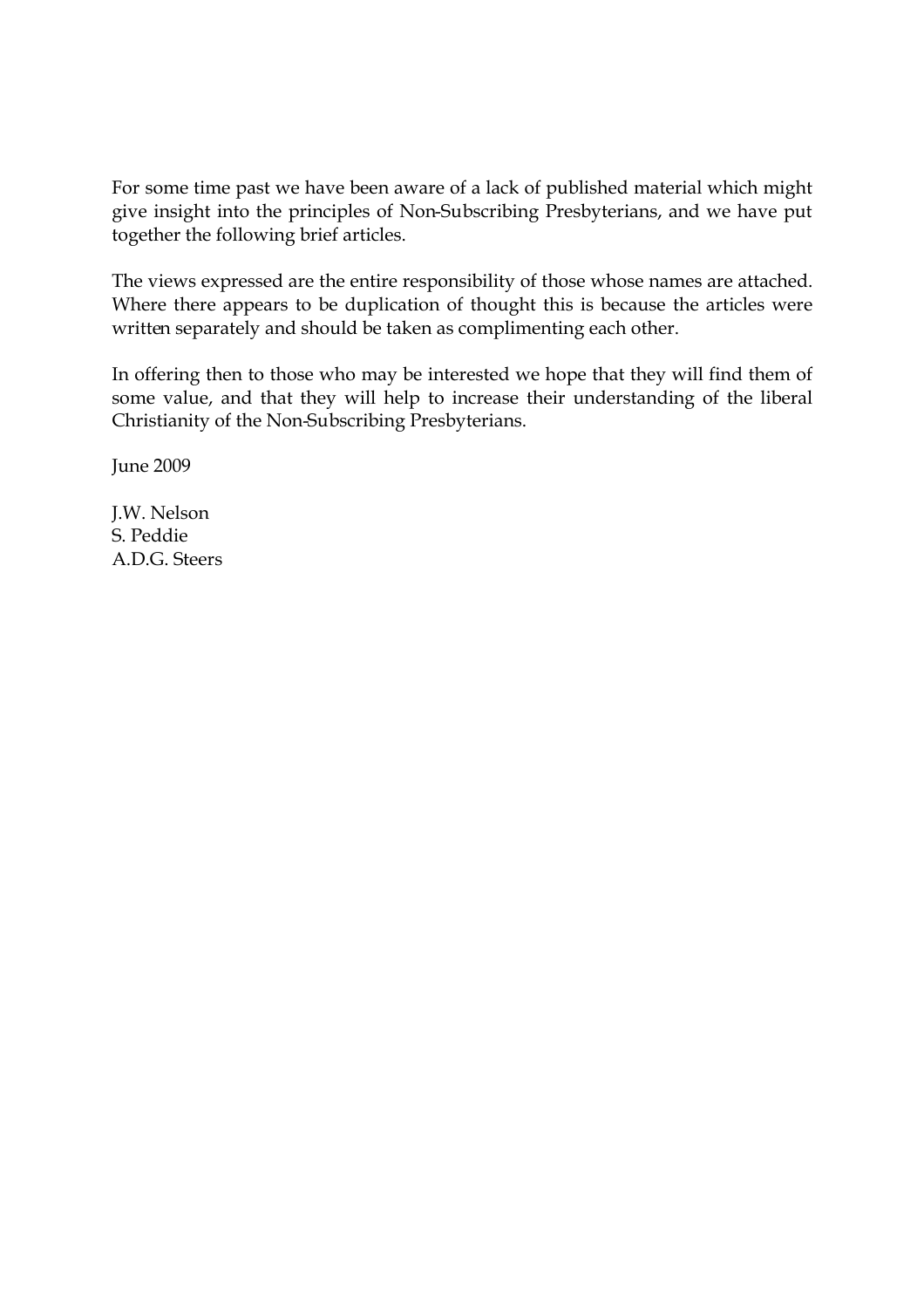For some time past we have been aware of a lack of published material which might give insight into the principles of Non-Subscribing Presbyterians, and we have put together the following brief articles.

The views expressed are the entire responsibility of those whose names are attached. Where there appears to be duplication of thought this is because the articles were written separately and should be taken as complimenting each other.

In offering then to those who may be interested we hope that they will find them of some value, and that they will help to increase their understanding of the liberal Christianity of the Non-Subscribing Presbyterians.

June 2009

J.W. Nelson
S. Peddie
A.D.G. Steers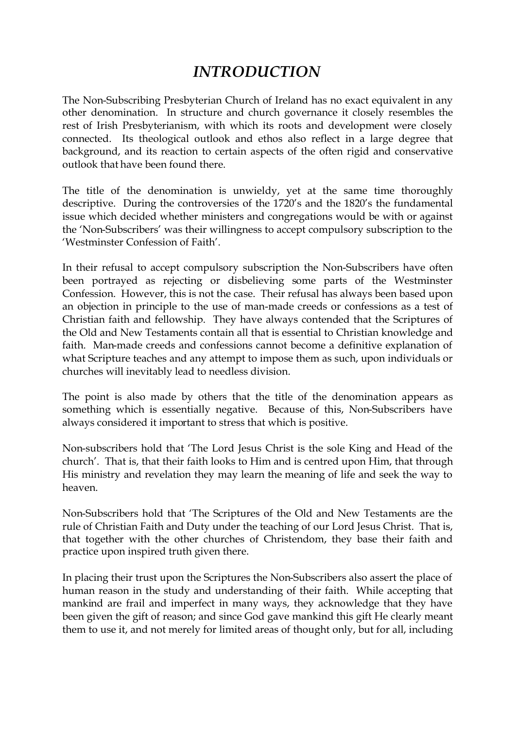# *INTRODUCTION*

The Non-Subscribing Presbyterian Church of Ireland has no exact equivalent in any other denomination. In structure and church governance it closely resembles the rest of Irish Presbyterianism, with which its roots and development were closely connected. Its theological outlook and ethos also reflect in a large degree that background, and its reaction to certain aspects of the often rigid and conservative outlook that have been found there.

The title of the denomination is unwieldy, yet at the same time thoroughly descriptive. During the controversies of the 1720's and the 1820's the fundamental issue which decided whether ministers and congregations would be with or against the 'Non-Subscribers' was their willingness to accept compulsory subscription to the 'Westminster Confession of Faith'.

In their refusal to accept compulsory subscription the Non-Subscribers have often been portrayed as rejecting or disbelieving some parts of the Westminster Confession. However, this is not the case. Their refusal has always been based upon an objection in principle to the use of man-made creeds or confessions as a test of Christian faith and fellowship. They have always contended that the Scriptures of the Old and New Testaments contain all that is essential to Christian knowledge and faith. Man-made creeds and confessions cannot become a definitive explanation of what Scripture teaches and any attempt to impose them as such, upon individuals or churches will inevitably lead to needless division.

The point is also made by others that the title of the denomination appears as something which is essentially negative. Because of this, Non-Subscribers have always considered it important to stress that which is positive.

Non-subscribers hold that 'The Lord Jesus Christ is the sole King and Head of the church'. That is, that their faith looks to Him and is centred upon Him, that through His ministry and revelation they may learn the meaning of life and seek the way to heaven.

Non-Subscribers hold that 'The Scriptures of the Old and New Testaments are the rule of Christian Faith and Duty under the teaching of our Lord Jesus Christ. That is, that together with the other churches of Christendom, they base their faith and practice upon inspired truth given there.

In placing their trust upon the Scriptures the Non-Subscribers also assert the place of human reason in the study and understanding of their faith. While accepting that mankind are frail and imperfect in many ways, they acknowledge that they have been given the gift of reason; and since God gave mankind this gift He clearly meant them to use it, and not merely for limited areas of thought only, but for all, including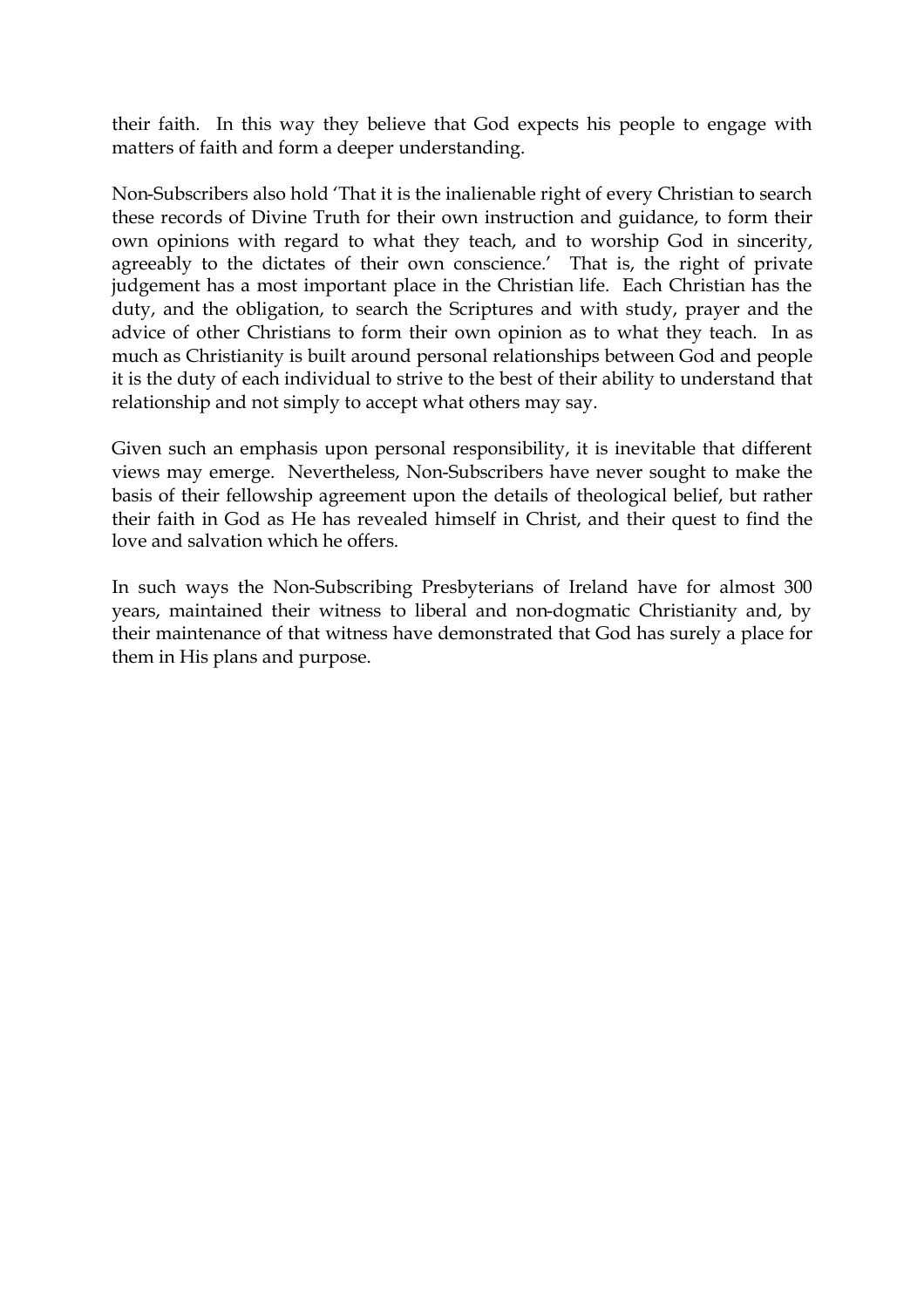their faith. In this way they believe that God expects his people to engage with matters of faith and form a deeper understanding.

Non-Subscribers also hold 'That it is the inalienable right of every Christian to search these records of Divine Truth for their own instruction and guidance, to form their own opinions with regard to what they teach, and to worship God in sincerity, agreeably to the dictates of their own conscience.' That is, the right of private judgement has a most important place in the Christian life. Each Christian has the duty, and the obligation, to search the Scriptures and with study, prayer and the advice of other Christians to form their own opinion as to what they teach. In as much as Christianity is built around personal relationships between God and people it is the duty of each individual to strive to the best of their ability to understand that relationship and not simply to accept what others may say.

Given such an emphasis upon personal responsibility, it is inevitable that different views may emerge. Nevertheless, Non-Subscribers have never sought to make the basis of their fellowship agreement upon the details of theological belief, but rather their faith in God as He has revealed himself in Christ, and their quest to find the love and salvation which he offers.

In such ways the Non-Subscribing Presbyterians of Ireland have for almost 300 years, maintained their witness to liberal and non-dogmatic Christianity and, by their maintenance of that witness have demonstrated that God has surely a place for them in His plans and purpose.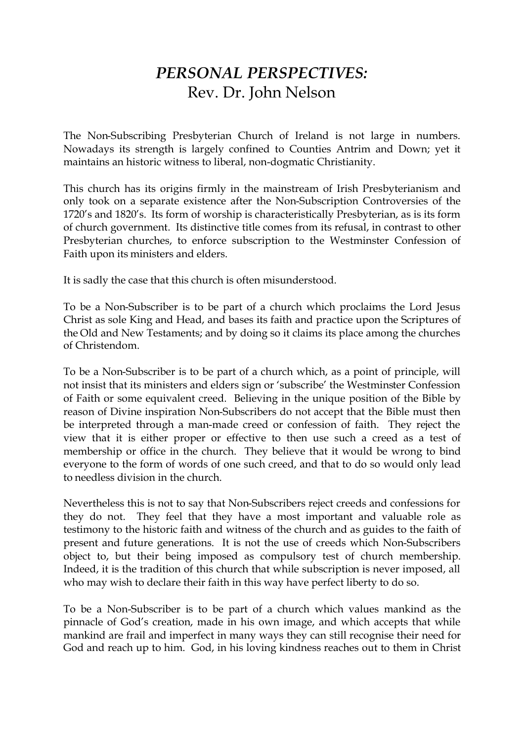# *PERSONAL PERSPECTIVES:*
Rev. Dr. John Nelson

The Non-Subscribing Presbyterian Church of Ireland is not large in numbers. Nowadays its strength is largely confined to Counties Antrim and Down; yet it maintains an historic witness to liberal, non-dogmatic Christianity.

This church has its origins firmly in the mainstream of Irish Presbyterianism and only took on a separate existence after the Non-Subscription Controversies of the 1720's and 1820's. Its form of worship is characteristically Presbyterian, as is its form of church government. Its distinctive title comes from its refusal, in contrast to other Presbyterian churches, to enforce subscription to the Westminster Confession of Faith upon its ministers and elders.

It is sadly the case that this church is often misunderstood.

To be a Non-Subscriber is to be part of a church which proclaims the Lord Jesus Christ as sole King and Head, and bases its faith and practice upon the Scriptures of the Old and New Testaments; and by doing so it claims its place among the churches of Christendom.

To be a Non-Subscriber is to be part of a church which, as a point of principle, will not insist that its ministers and elders sign or 'subscribe' the Westminster Confession of Faith or some equivalent creed. Believing in the unique position of the Bible by reason of Divine inspiration Non-Subscribers do not accept that the Bible must then be interpreted through a man-made creed or confession of faith. They reject the view that it is either proper or effective to then use such a creed as a test of membership or office in the church. They believe that it would be wrong to bind everyone to the form of words of one such creed, and that to do so would only lead to needless division in the church.

Nevertheless this is not to say that Non-Subscribers reject creeds and confessions for they do not. They feel that they have a most important and valuable role as testimony to the historic faith and witness of the church and as guides to the faith of present and future generations. It is not the use of creeds which Non-Subscribers object to, but their being imposed as compulsory test of church membership. Indeed, it is the tradition of this church that while subscription is never imposed, all who may wish to declare their faith in this way have perfect liberty to do so.

To be a Non-Subscriber is to be part of a church which values mankind as the pinnacle of God's creation, made in his own image, and which accepts that while mankind are frail and imperfect in many ways they can still recognise their need for God and reach up to him. God, in his loving kindness reaches out to them in Christ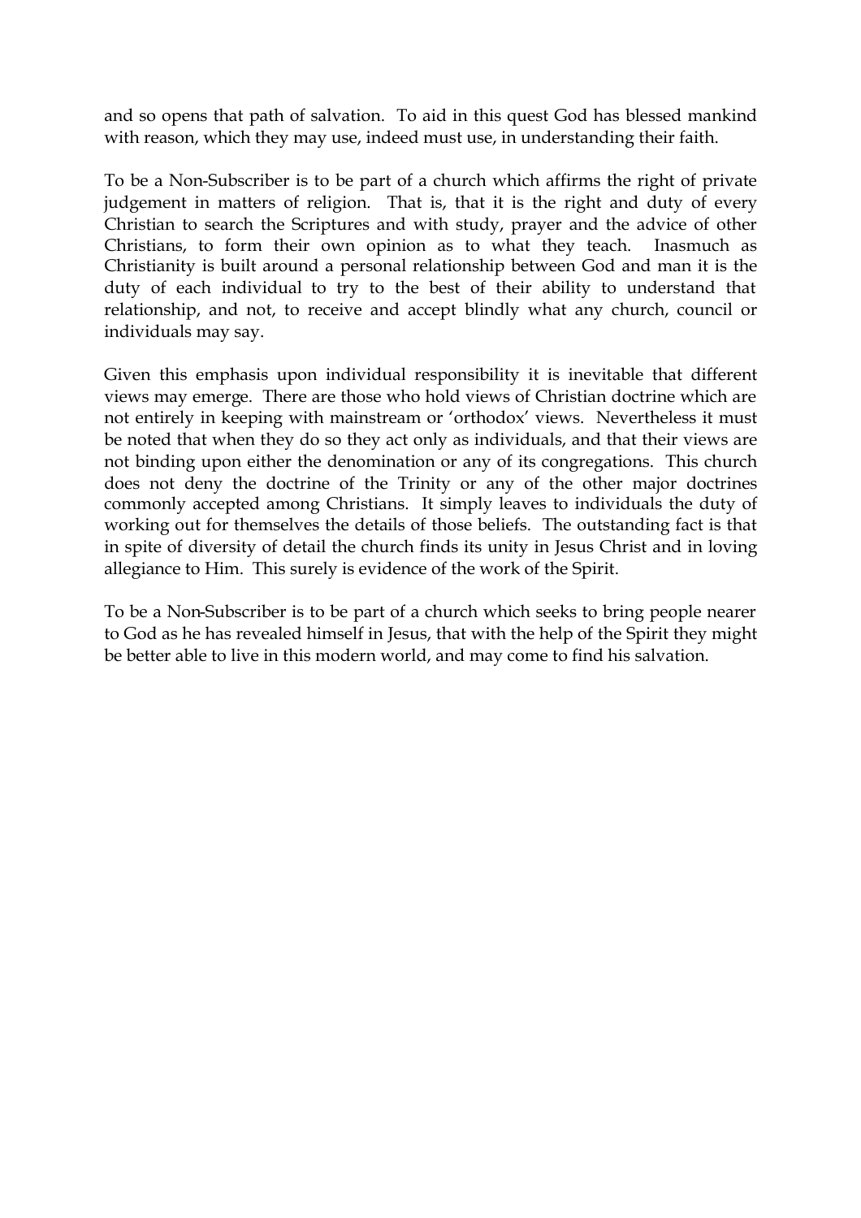and so opens that path of salvation. To aid in this quest God has blessed mankind with reason, which they may use, indeed must use, in understanding their faith.

To be a Non-Subscriber is to be part of a church which affirms the right of private judgement in matters of religion. That is, that it is the right and duty of every Christian to search the Scriptures and with study, prayer and the advice of other Christians, to form their own opinion as to what they teach. Inasmuch as Christianity is built around a personal relationship between God and man it is the duty of each individual to try to the best of their ability to understand that relationship, and not, to receive and accept blindly what any church, council or individuals may say.

Given this emphasis upon individual responsibility it is inevitable that different views may emerge. There are those who hold views of Christian doctrine which are not entirely in keeping with mainstream or 'orthodox' views. Nevertheless it must be noted that when they do so they act only as individuals, and that their views are not binding upon either the denomination or any of its congregations. This church does not deny the doctrine of the Trinity or any of the other major doctrines commonly accepted among Christians. It simply leaves to individuals the duty of working out for themselves the details of those beliefs. The outstanding fact is that in spite of diversity of detail the church finds its unity in Jesus Christ and in loving allegiance to Him. This surely is evidence of the work of the Spirit.

To be a Non-Subscriber is to be part of a church which seeks to bring people nearer to God as he has revealed himself in Jesus, that with the help of the Spirit they might be better able to live in this modern world, and may come to find his salvation.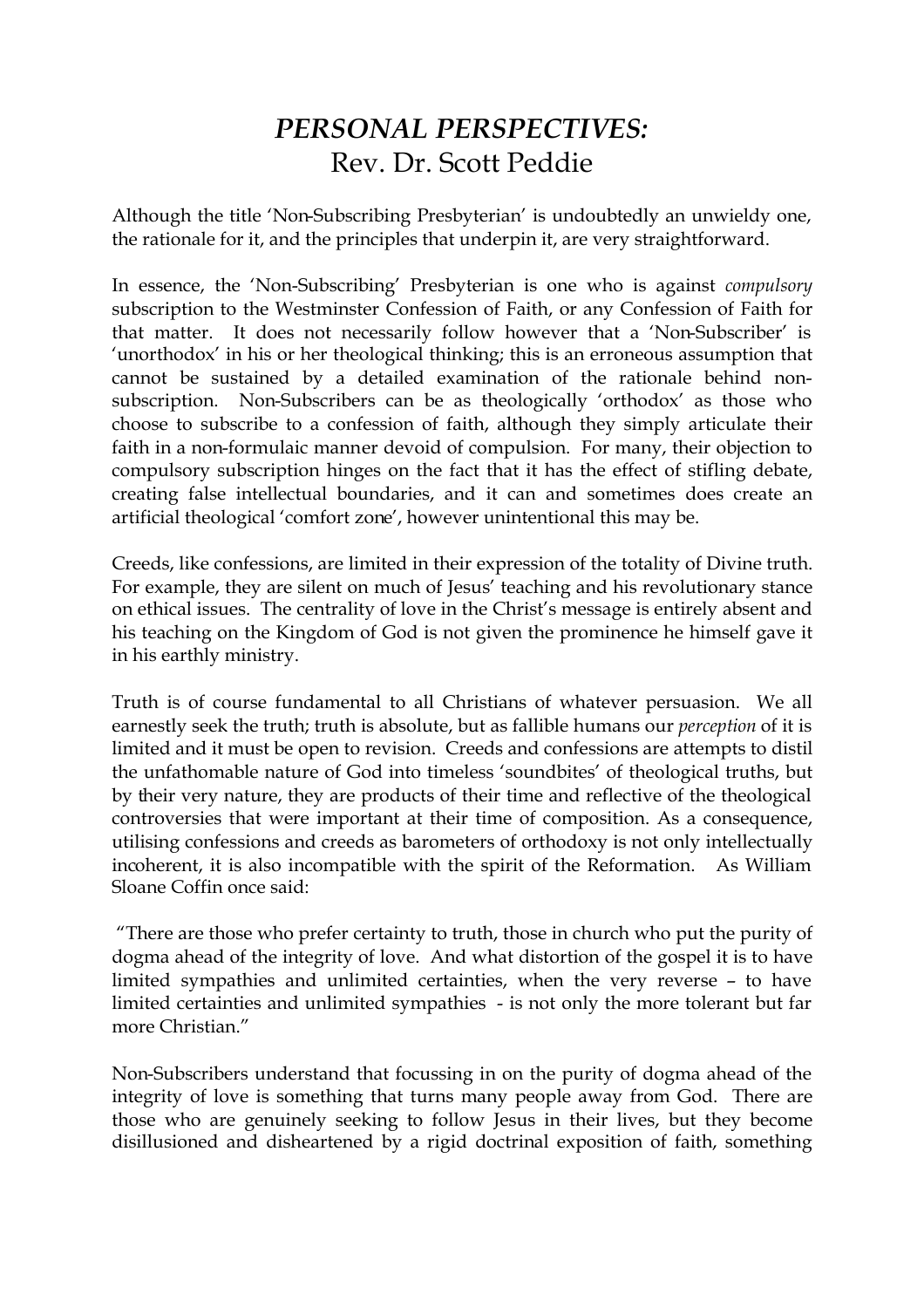# *PERSONAL PERSPECTIVES:*
# Rev. Dr. Scott Peddie

Although the title 'Non-Subscribing Presbyterian' is undoubtedly an unwieldy one, the rationale for it, and the principles that underpin it, are very straightforward.

In essence, the 'Non-Subscribing' Presbyterian is one who is against *compulsory* subscription to the Westminster Confession of Faith, or any Confession of Faith for that matter. It does not necessarily follow however that a 'Non-Subscriber' is 'unorthodox' in his or her theological thinking; this is an erroneous assumption that cannot be sustained by a detailed examination of the rationale behind non-subscription. Non-Subscribers can be as theologically 'orthodox' as those who choose to subscribe to a confession of faith, although they simply articulate their faith in a non-formulaic manner devoid of compulsion. For many, their objection to compulsory subscription hinges on the fact that it has the effect of stifling debate, creating false intellectual boundaries, and it can and sometimes does create an artificial theological 'comfort zone', however unintentional this may be.

Creeds, like confessions, are limited in their expression of the totality of Divine truth. For example, they are silent on much of Jesus' teaching and his revolutionary stance on ethical issues. The centrality of love in the Christ's message is entirely absent and his teaching on the Kingdom of God is not given the prominence he himself gave it in his earthly ministry.

Truth is of course fundamental to all Christians of whatever persuasion. We all earnestly seek the truth; truth is absolute, but as fallible humans our *perception* of it is limited and it must be open to revision. Creeds and confessions are attempts to distil the unfathomable nature of God into timeless 'soundbites' of theological truths, but by their very nature, they are products of their time and reflective of the theological controversies that were important at their time of composition. As a consequence, utilising confessions and creeds as barometers of orthodoxy is not only intellectually incoherent, it is also incompatible with the spirit of the Reformation. As William Sloane Coffin once said:

"There are those who prefer certainty to truth, those in church who put the purity of dogma ahead of the integrity of love. And what distortion of the gospel it is to have limited sympathies and unlimited certainties, when the very reverse – to have limited certainties and unlimited sympathies - is not only the more tolerant but far more Christian."

Non-Subscribers understand that focussing in on the purity of dogma ahead of the integrity of love is something that turns many people away from God. There are those who are genuinely seeking to follow Jesus in their lives, but they become disillusioned and disheartened by a rigid doctrinal exposition of faith, something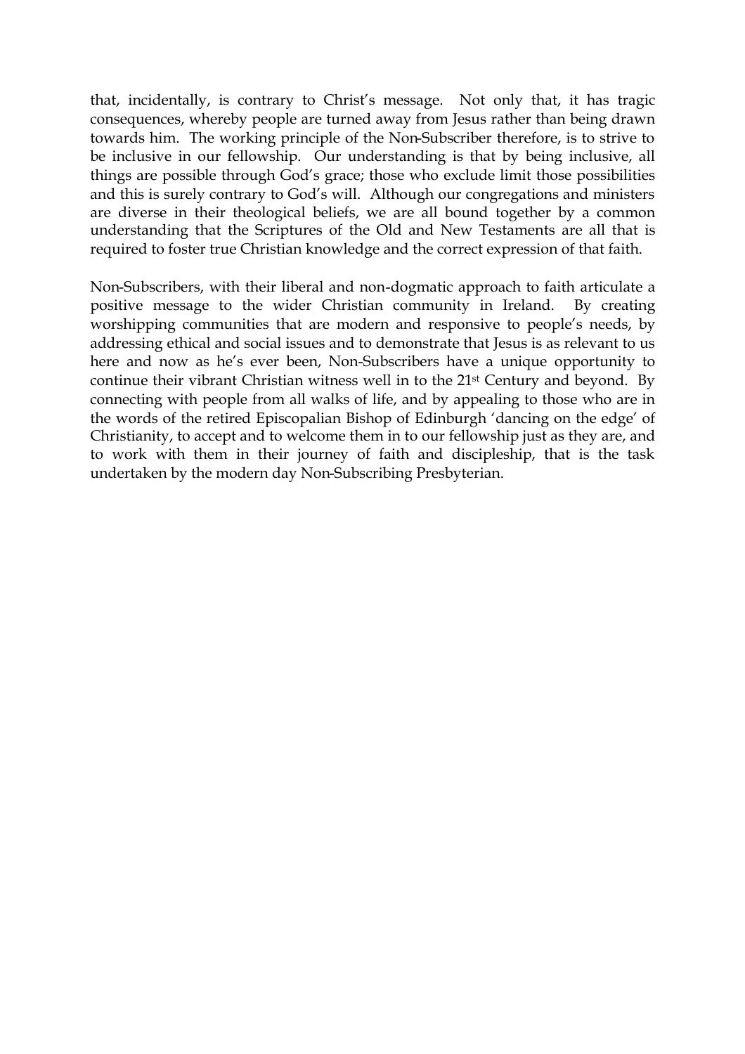that, incidentally, is contrary to Christ's message. Not only that, it has tragic consequences, whereby people are turned away from Jesus rather than being drawn towards him. The working principle of the Non-Subscriber therefore, is to strive to be inclusive in our fellowship. Our understanding is that by being inclusive, all things are possible through God's grace; those who exclude limit those possibilities and this is surely contrary to God's will. Although our congregations and ministers are diverse in their theological beliefs, we are all bound together by a common understanding that the Scriptures of the Old and New Testaments are all that is required to foster true Christian knowledge and the correct expression of that faith.

Non-Subscribers, with their liberal and non-dogmatic approach to faith articulate a positive message to the wider Christian community in Ireland. By creating worshipping communities that are modern and responsive to people's needs, by addressing ethical and social issues and to demonstrate that Jesus is as relevant to us here and now as he's ever been, Non-Subscribers have a unique opportunity to continue their vibrant Christian witness well in to the 21st Century and beyond. By connecting with people from all walks of life, and by appealing to those who are in the words of the retired Episcopalian Bishop of Edinburgh 'dancing on the edge' of Christianity, to accept and to welcome them in to our fellowship just as they are, and to work with them in their journey of faith and discipleship, that is the task undertaken by the modern day Non-Subscribing Presbyterian.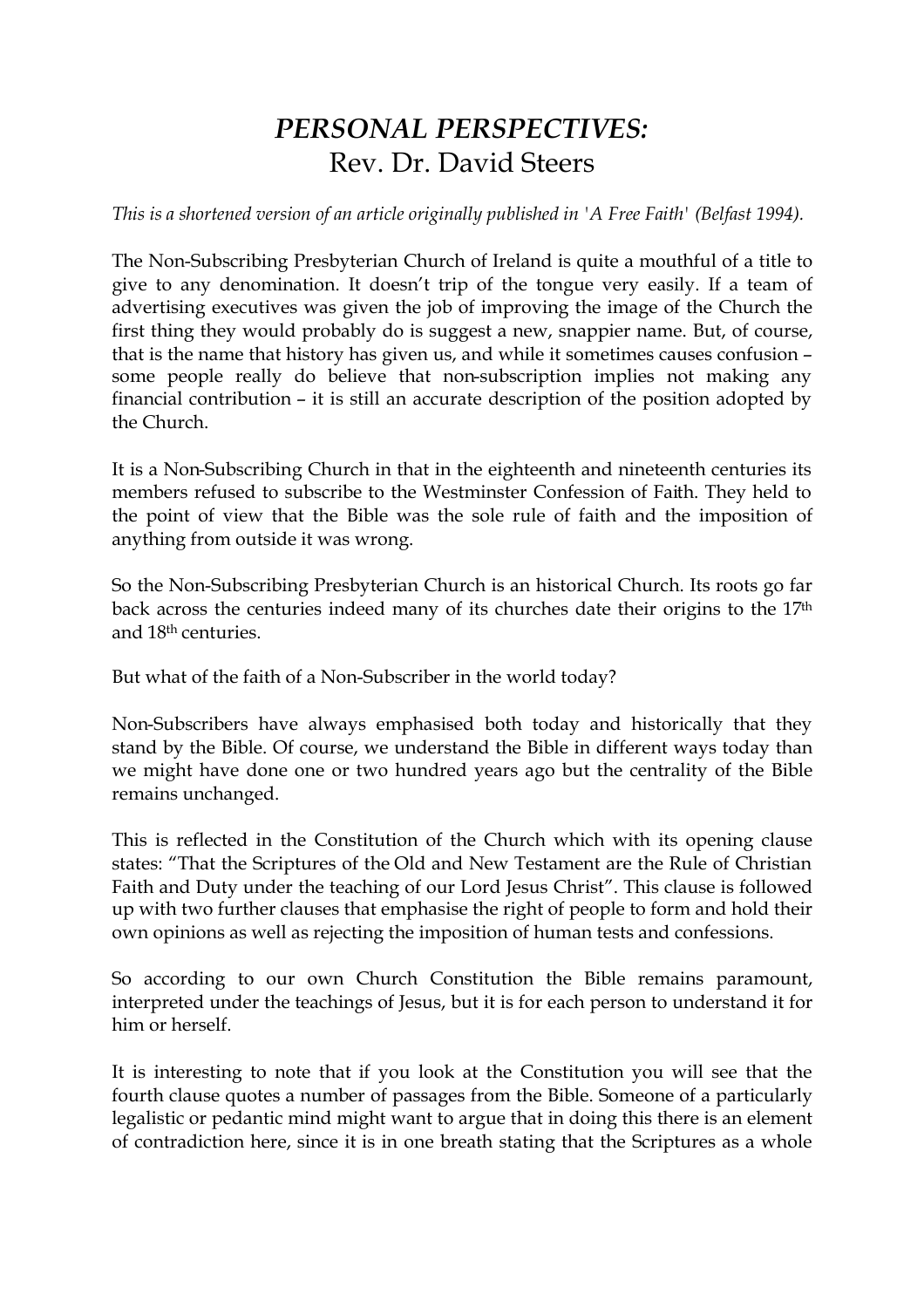# *PERSONAL PERSPECTIVES:*
# Rev. Dr. David Steers

*This is a shortened version of an article originally published in 'A Free Faith' (Belfast 1994).*

The Non-Subscribing Presbyterian Church of Ireland is quite a mouthful of a title to give to any denomination. It doesn't trip of the tongue very easily. If a team of advertising executives was given the job of improving the image of the Church the first thing they would probably do is suggest a new, snappier name. But, of course, that is the name that history has given us, and while it sometimes causes confusion – some people really do believe that non-subscription implies not making any financial contribution – it is still an accurate description of the position adopted by the Church.

It is a Non-Subscribing Church in that in the eighteenth and nineteenth centuries its members refused to subscribe to the Westminster Confession of Faith. They held to the point of view that the Bible was the sole rule of faith and the imposition of anything from outside it was wrong.

So the Non-Subscribing Presbyterian Church is an historical Church. Its roots go far back across the centuries indeed many of its churches date their origins to the 17th and 18th centuries.

But what of the faith of a Non-Subscriber in the world today?

Non-Subscribers have always emphasised both today and historically that they stand by the Bible. Of course, we understand the Bible in different ways today than we might have done one or two hundred years ago but the centrality of the Bible remains unchanged.

This is reflected in the Constitution of the Church which with its opening clause states: "That the Scriptures of the Old and New Testament are the Rule of Christian Faith and Duty under the teaching of our Lord Jesus Christ". This clause is followed up with two further clauses that emphasise the right of people to form and hold their own opinions as well as rejecting the imposition of human tests and confessions.

So according to our own Church Constitution the Bible remains paramount, interpreted under the teachings of Jesus, but it is for each person to understand it for him or herself.

It is interesting to note that if you look at the Constitution you will see that the fourth clause quotes a number of passages from the Bible. Someone of a particularly legalistic or pedantic mind might want to argue that in doing this there is an element of contradiction here, since it is in one breath stating that the Scriptures as a whole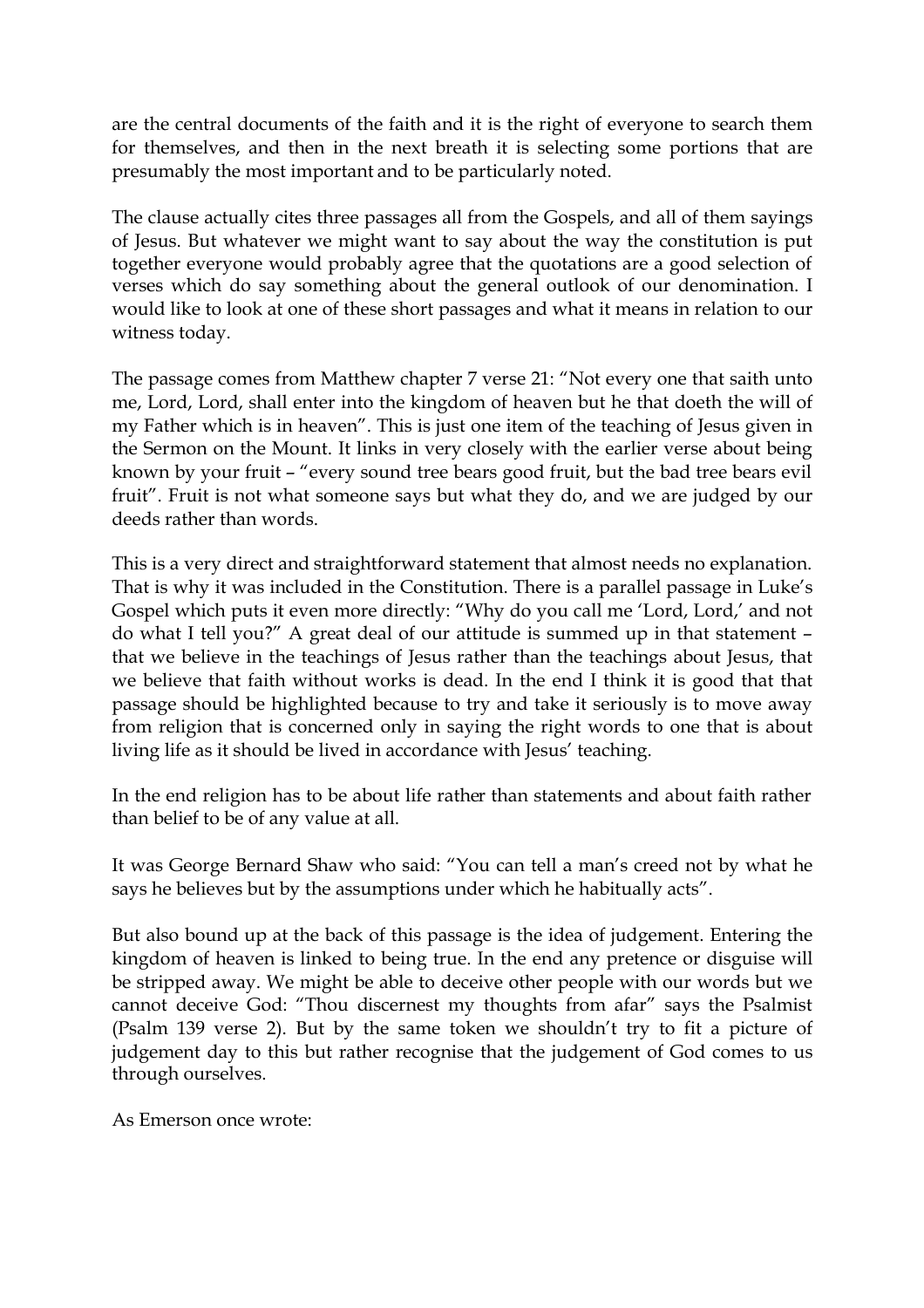are the central documents of the faith and it is the right of everyone to search them for themselves, and then in the next breath it is selecting some portions that are presumably the most important and to be particularly noted.

The clause actually cites three passages all from the Gospels, and all of them sayings of Jesus. But whatever we might want to say about the way the constitution is put together everyone would probably agree that the quotations are a good selection of verses which do say something about the general outlook of our denomination. I would like to look at one of these short passages and what it means in relation to our witness today.

The passage comes from Matthew chapter 7 verse 21: "Not every one that saith unto me, Lord, Lord, shall enter into the kingdom of heaven but he that doeth the will of my Father which is in heaven". This is just one item of the teaching of Jesus given in the Sermon on the Mount. It links in very closely with the earlier verse about being known by your fruit – "every sound tree bears good fruit, but the bad tree bears evil fruit". Fruit is not what someone says but what they do, and we are judged by our deeds rather than words.

This is a very direct and straightforward statement that almost needs no explanation. That is why it was included in the Constitution. There is a parallel passage in Luke's Gospel which puts it even more directly: "Why do you call me 'Lord, Lord,' and not do what I tell you?" A great deal of our attitude is summed up in that statement – that we believe in the teachings of Jesus rather than the teachings about Jesus, that we believe that faith without works is dead. In the end I think it is good that that passage should be highlighted because to try and take it seriously is to move away from religion that is concerned only in saying the right words to one that is about living life as it should be lived in accordance with Jesus' teaching.

In the end religion has to be about life rather than statements and about faith rather than belief to be of any value at all.

It was George Bernard Shaw who said: "You can tell a man's creed not by what he says he believes but by the assumptions under which he habitually acts".

But also bound up at the back of this passage is the idea of judgement. Entering the kingdom of heaven is linked to being true. In the end any pretence or disguise will be stripped away. We might be able to deceive other people with our words but we cannot deceive God: "Thou discernest my thoughts from afar" says the Psalmist (Psalm 139 verse 2). But by the same token we shouldn't try to fit a picture of judgement day to this but rather recognise that the judgement of God comes to us through ourselves.

As Emerson once wrote: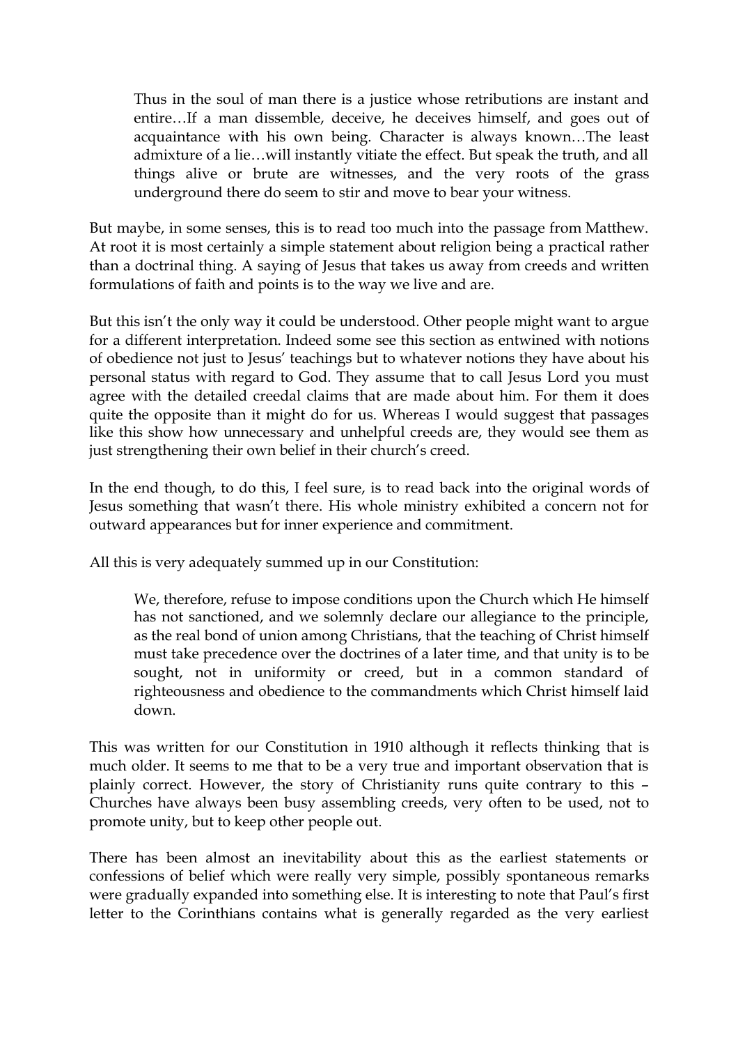> Thus in the soul of man there is a justice whose retributions are instant and entire…If a man dissemble, deceive, he deceives himself, and goes out of acquaintance with his own being. Character is always known…The least admixture of a lie…will instantly vitiate the effect. But speak the truth, and all things alive or brute are witnesses, and the very roots of the grass underground there do seem to stir and move to bear your witness.

But maybe, in some senses, this is to read too much into the passage from Matthew. At root it is most certainly a simple statement about religion being a practical rather than a doctrinal thing. A saying of Jesus that takes us away from creeds and written formulations of faith and points is to the way we live and are.

But this isn't the only way it could be understood. Other people might want to argue for a different interpretation. Indeed some see this section as entwined with notions of obedience not just to Jesus' teachings but to whatever notions they have about his personal status with regard to God. They assume that to call Jesus Lord you must agree with the detailed creedal claims that are made about him. For them it does quite the opposite than it might do for us. Whereas I would suggest that passages like this show how unnecessary and unhelpful creeds are, they would see them as just strengthening their own belief in their church's creed.

In the end though, to do this, I feel sure, is to read back into the original words of Jesus something that wasn't there. His whole ministry exhibited a concern not for outward appearances but for inner experience and commitment.

All this is very adequately summed up in our Constitution:

> We, therefore, refuse to impose conditions upon the Church which He himself has not sanctioned, and we solemnly declare our allegiance to the principle, as the real bond of union among Christians, that the teaching of Christ himself must take precedence over the doctrines of a later time, and that unity is to be sought, not in uniformity or creed, but in a common standard of righteousness and obedience to the commandments which Christ himself laid down.

This was written for our Constitution in 1910 although it reflects thinking that is much older. It seems to me that to be a very true and important observation that is plainly correct. However, the story of Christianity runs quite contrary to this – Churches have always been busy assembling creeds, very often to be used, not to promote unity, but to keep other people out.

There has been almost an inevitability about this as the earliest statements or confessions of belief which were really very simple, possibly spontaneous remarks were gradually expanded into something else. It is interesting to note that Paul's first letter to the Corinthians contains what is generally regarded as the very earliest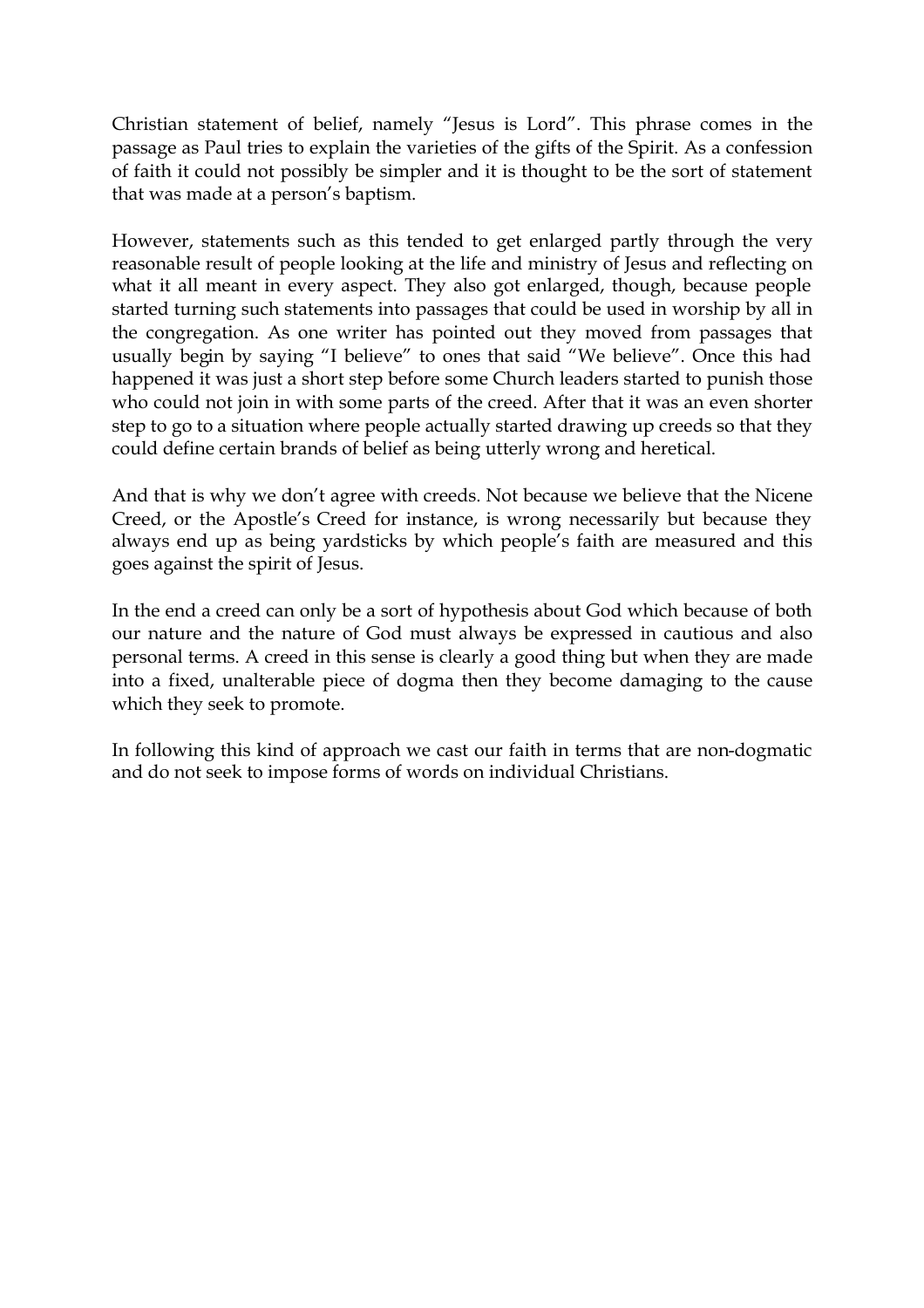Christian statement of belief, namely "Jesus is Lord". This phrase comes in the passage as Paul tries to explain the varieties of the gifts of the Spirit. As a confession of faith it could not possibly be simpler and it is thought to be the sort of statement that was made at a person's baptism.

However, statements such as this tended to get enlarged partly through the very reasonable result of people looking at the life and ministry of Jesus and reflecting on what it all meant in every aspect. They also got enlarged, though, because people started turning such statements into passages that could be used in worship by all in the congregation. As one writer has pointed out they moved from passages that usually begin by saying "I believe" to ones that said "We believe". Once this had happened it was just a short step before some Church leaders started to punish those who could not join in with some parts of the creed. After that it was an even shorter step to go to a situation where people actually started drawing up creeds so that they could define certain brands of belief as being utterly wrong and heretical.

And that is why we don't agree with creeds. Not because we believe that the Nicene Creed, or the Apostle's Creed for instance, is wrong necessarily but because they always end up as being yardsticks by which people's faith are measured and this goes against the spirit of Jesus.

In the end a creed can only be a sort of hypothesis about God which because of both our nature and the nature of God must always be expressed in cautious and also personal terms. A creed in this sense is clearly a good thing but when they are made into a fixed, unalterable piece of dogma then they become damaging to the cause which they seek to promote.

In following this kind of approach we cast our faith in terms that are non-dogmatic and do not seek to impose forms of words on individual Christians.